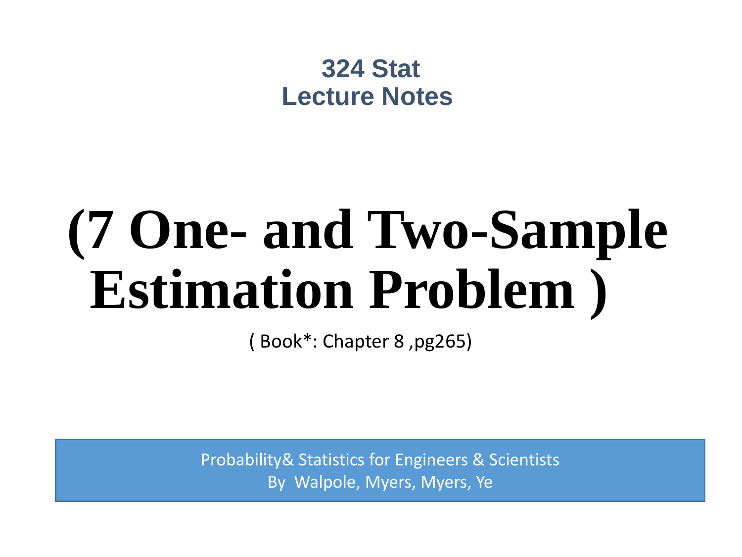**324 Stat**
**Lecture Notes**

# (7 One- and Two-Sample Estimation Problem )

( Book*: Chapter 8 ,pg265)

Probability& Statistics for Engineers & Scientists
By Walpole, Myers, Myers, Ye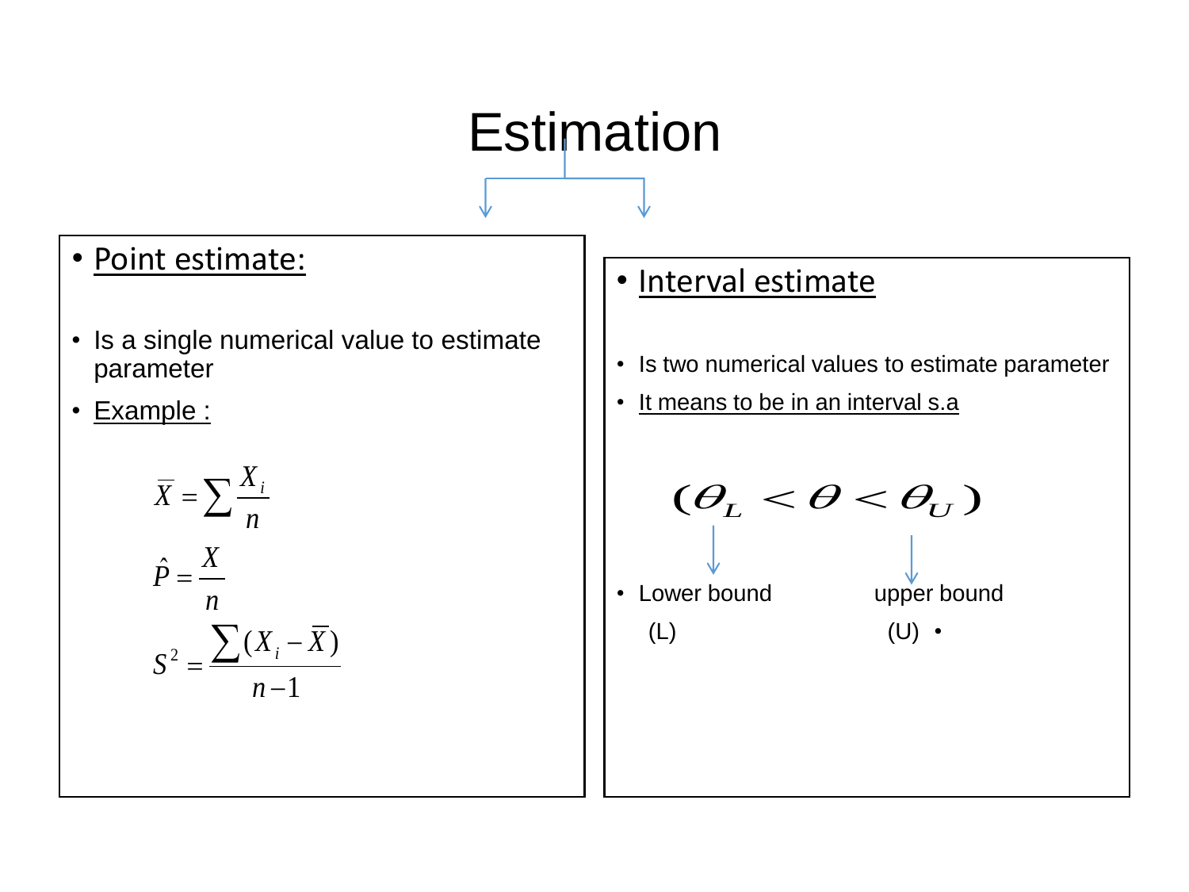# Estimation

- **Point estimate:**

- Is a single numerical value to estimate parameter
- Example :

$$\bar{X} = \sum \frac{X_i}{n}$$

$$\hat{P} = \frac{X}{n}$$

$$S^2 = \frac{\sum (X_i - \bar{X})}{n-1}$$

- **Interval estimate**

- Is two numerical values to estimate parameter
- It means to be in an interval s.a

$$(\Theta_L < \Theta < \Theta_U)$$

- Lower bound (L) — upper bound (U)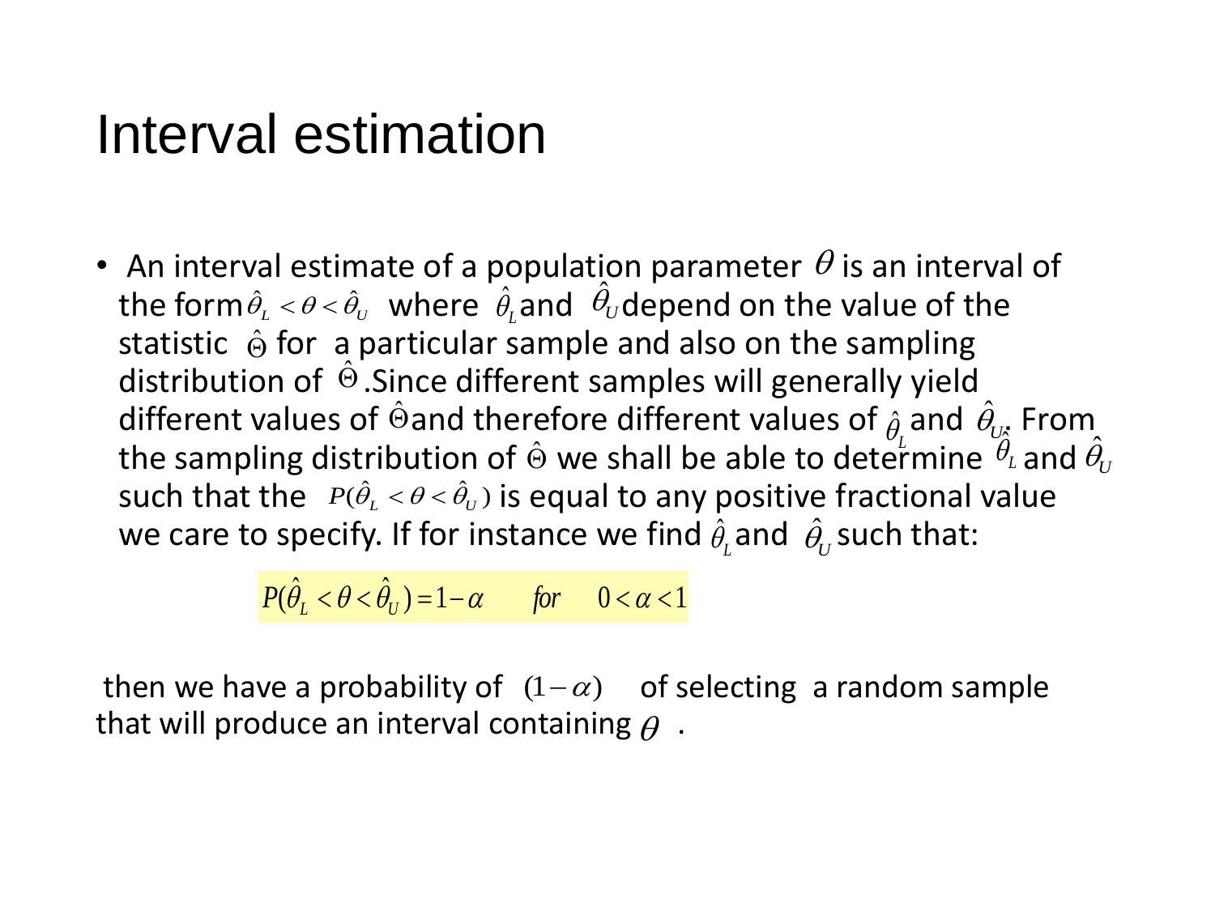# Interval estimation

- An interval estimate of a population parameter $\theta$ is an interval of the form $\hat{\theta}_L < \theta < \hat{\theta}_U$ where $\hat{\theta}_L$ and $\hat{\theta}_U$ depend on the value of the statistic $\hat{\Theta}$ for a particular sample and also on the sampling distribution of $\hat{\Theta}$. Since different samples will generally yield different values of $\hat{\Theta}$ and therefore different values of $\hat{\theta}_L$ and $\hat{\theta}_U$. From the sampling distribution of $\hat{\Theta}$ we shall be able to determine $\hat{\theta}_L$ and $\hat{\theta}_U$ such that the $P(\hat{\theta}_L < \theta < \hat{\theta}_U)$ is equal to any positive fractional value we care to specify. If for instance we find $\hat{\theta}_L$ and $\hat{\theta}_U$ such that:

$$P(\hat{\theta}_L < \theta < \hat{\theta}_U) = 1 - \alpha \qquad for \quad 0 < \alpha < 1$$

then we have a probability of $(1-\alpha)$ of selecting a random sample that will produce an interval containing $\theta$ .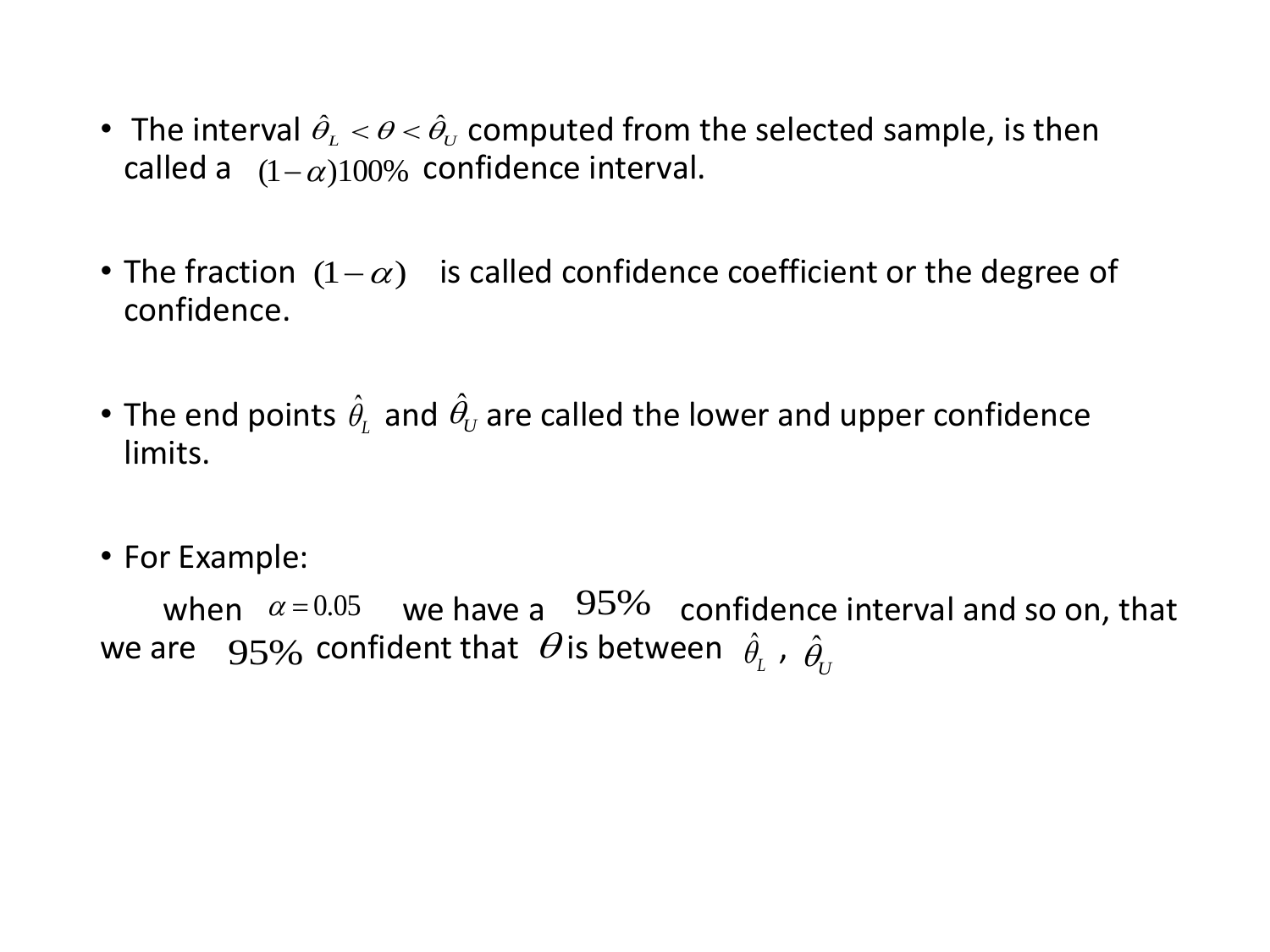- The interval $\hat{\theta}_L < \theta < \hat{\theta}_U$ computed from the selected sample, is then called a $(1-\alpha)100\%$ confidence interval.

- The fraction $(1-\alpha)$ is called confidence coefficient or the degree of confidence.

- The end points $\hat{\theta}_L$ and $\hat{\theta}_U$ are called the lower and upper confidence limits.

- For Example:

  when $\alpha = 0.05$ we have a $95\%$ confidence interval and so on, that we are $95\%$ confident that $\theta$ is between $\hat{\theta}_L$ , $\hat{\theta}_U$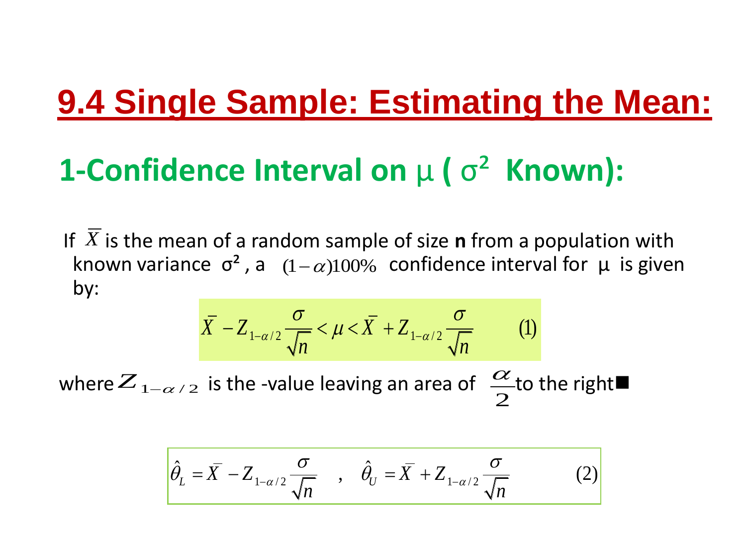# 9.4 Single Sample: Estimating the Mean:

## 1-Confidence Interval on $\mu$ ( $\sigma^2$ Known):

If $\overline{X}$ is the mean of a random sample of size **n** from a population with known variance $\sigma^2$, a $(1-\alpha)100\%$ confidence interval for $\mu$ is given by:

$$\overline{X} - Z_{1-\alpha/2}\frac{\sigma}{\sqrt{n}} < \mu < \overline{X} + Z_{1-\alpha/2}\frac{\sigma}{\sqrt{n}} \qquad (1)$$

where $Z_{1-\alpha/2}$ is the -value leaving an area of $\frac{\alpha}{2}$ to the right■

$$\hat{\theta}_L = \overline{X} - Z_{1-\alpha/2}\frac{\sigma}{\sqrt{n}} \quad , \quad \hat{\theta}_U = \overline{X} + Z_{1-\alpha/2}\frac{\sigma}{\sqrt{n}} \qquad (2)$$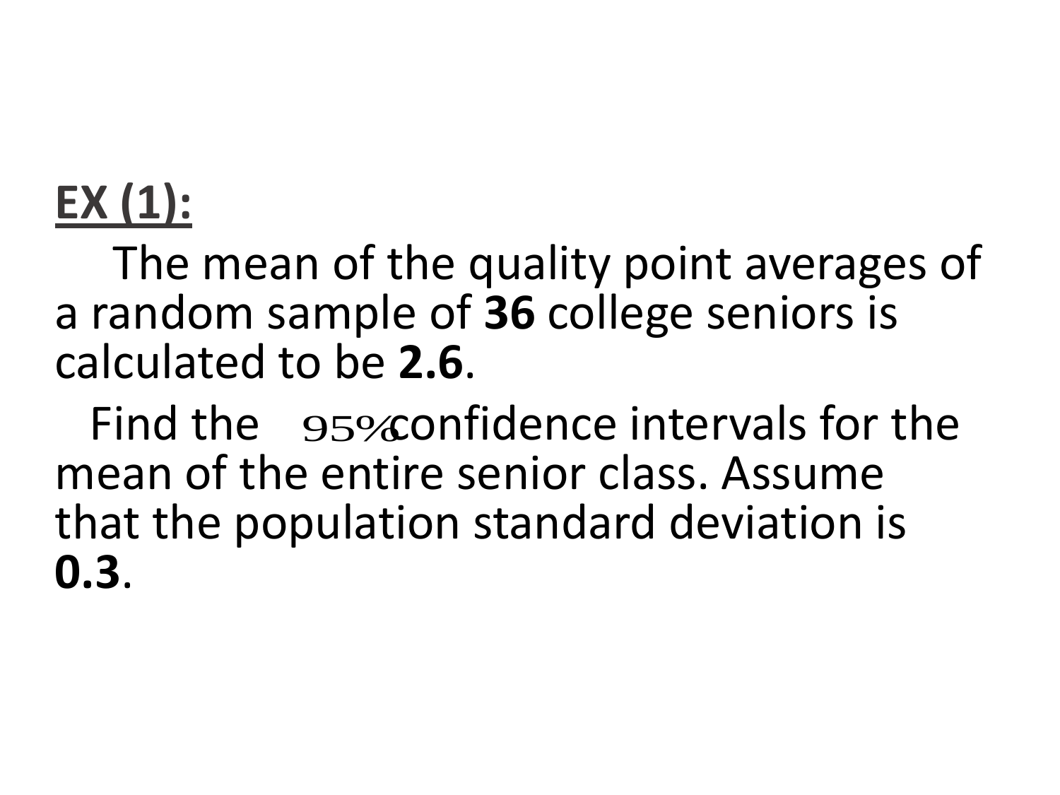**EX (1):**

The mean of the quality point averages of a random sample of **36** college seniors is calculated to be **2.6**.

Find the $95\%$ confidence intervals for the mean of the entire senior class. Assume that the population standard deviation is **0.3**.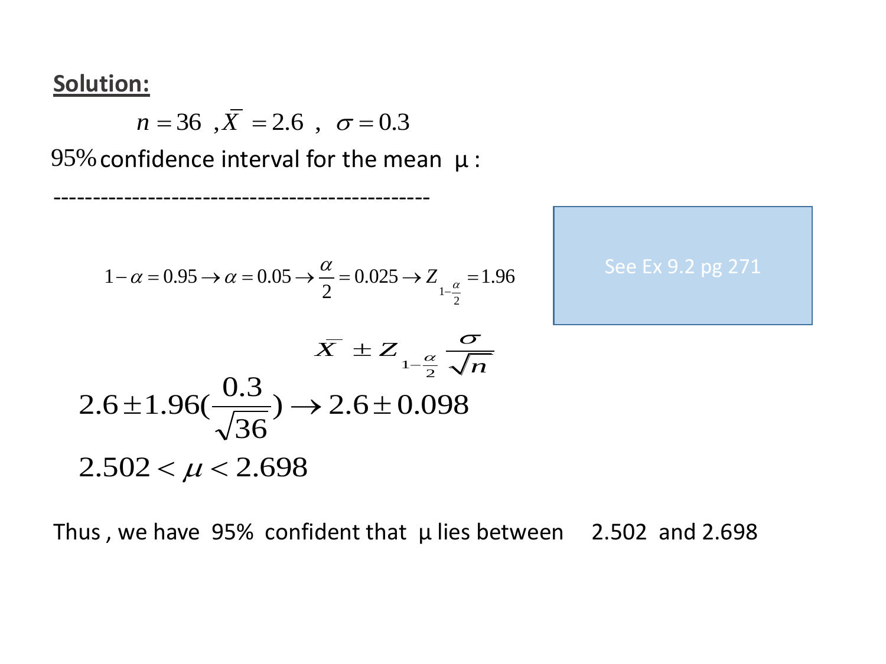**Solution:**

$$n = 36 \ , \bar{X} = 2.6 \ , \ \sigma = 0.3$$

95% confidence interval for the mean μ :

------------------------------------------------

$$1 - \alpha = 0.95 \rightarrow \alpha = 0.05 \rightarrow \frac{\alpha}{2} = 0.025 \rightarrow Z_{1-\frac{\alpha}{2}} = 1.96$$

See Ex 9.2 pg 271

$$\bar{X} \pm Z_{1-\frac{\alpha}{2}} \frac{\sigma}{\sqrt{n}}$$

$$2.6 \pm 1.96(\frac{0.3}{\sqrt{36}}) \rightarrow 2.6 \pm 0.098$$

$$2.502 < \mu < 2.698$$

Thus , we have 95% confident that μ lies between 2.502 and 2.698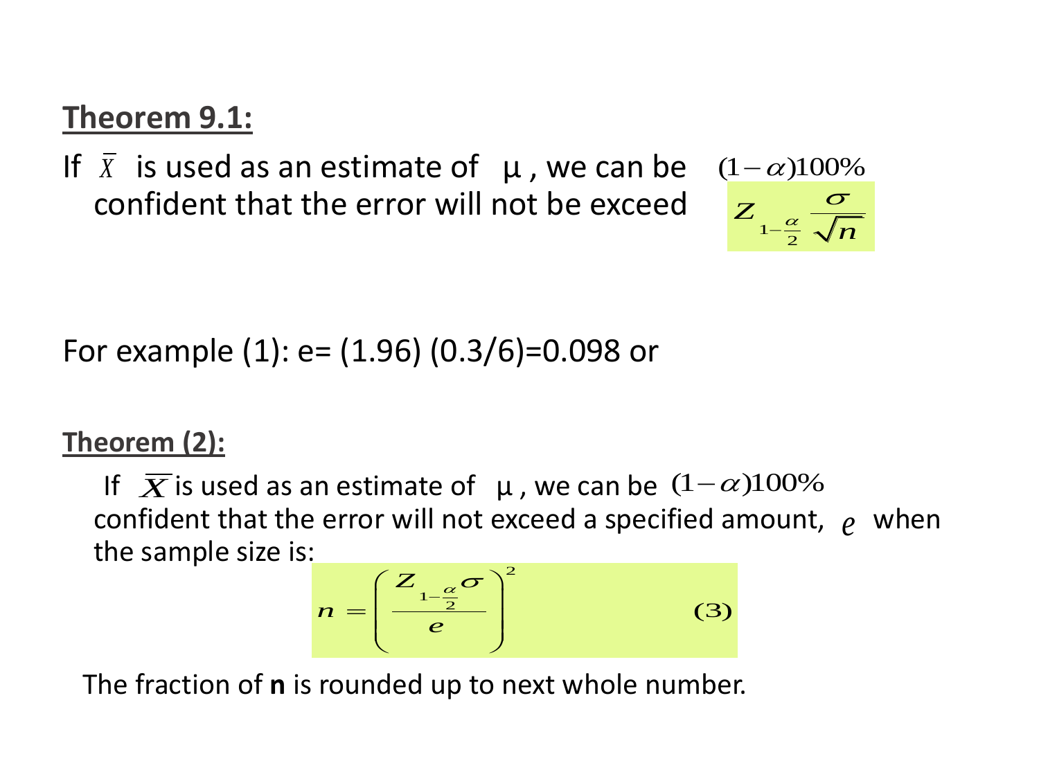**Theorem 9.1:**

If $\bar{X}$ is used as an estimate of μ , we can be $(1-\alpha)100\%$ confident that the error will not be exceed $Z_{1-\frac{\alpha}{2}} \frac{\sigma}{\sqrt{n}}$

For example (1): e= (1.96) (0.3/6)=0.098 or

**Theorem (2):**

If $\bar{X}$ is used as an estimate of μ , we can be $(1-\alpha)100\%$ confident that the error will not exceed a specified amount, $e$ when the sample size is:

$$n = \left( \frac{Z_{1-\frac{\alpha}{2}} \sigma}{e} \right)^2 \qquad (3)$$

The fraction of **n** is rounded up to next whole number.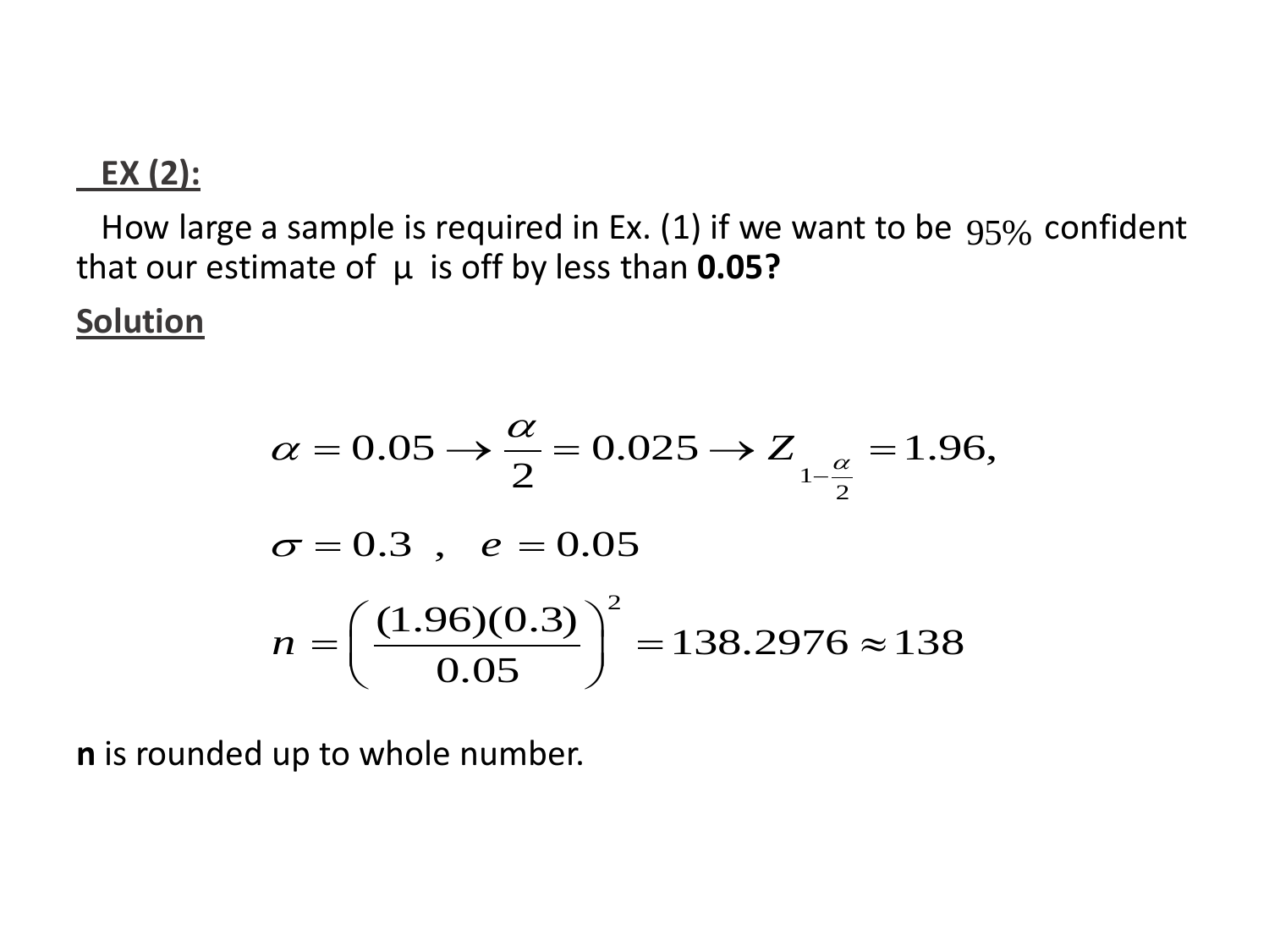**EX (2):**

How large a sample is required in Ex. (1) if we want to be $95\%$ confident that our estimate of μ is off by less than **0.05?**

**Solution**

$$\alpha = 0.05 \rightarrow \frac{\alpha}{2} = 0.025 \rightarrow Z_{1-\frac{\alpha}{2}} = 1.96,$$

$$\sigma = 0.3 \ \ , \quad e = 0.05$$

$$n = \left( \frac{(1.96)(0.3)}{0.05} \right)^2 = 138.2976 \approx 138$$

**n** is rounded up to whole number.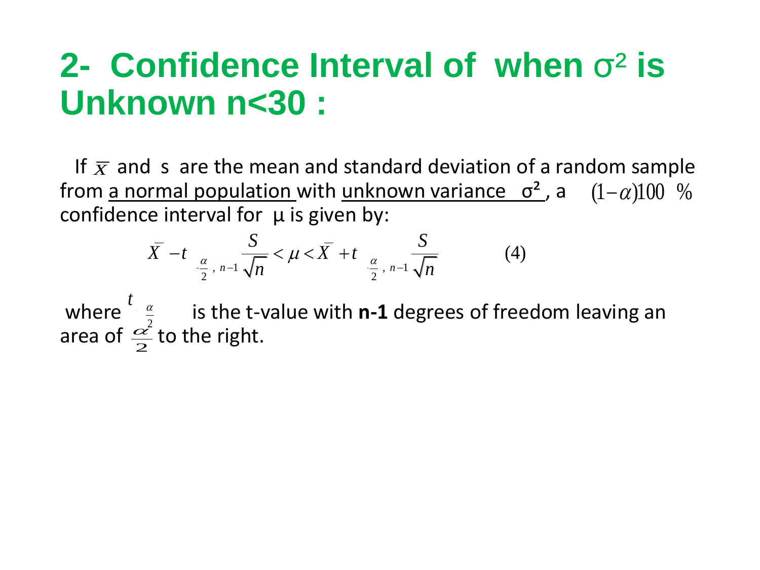# 2- Confidence Interval of when $\sigma^2$ is Unknown n<30 :

If $\overline{X}$ and s are the mean and standard deviation of a random sample from a normal population with unknown variance $\sigma^2$, a $(1-\alpha)100\ \%$ confidence interval for μ is given by:

$$\overline{X} - t_{\frac{\alpha}{2},\, n-1} \frac{S}{\sqrt{n}} < \mu < \overline{X} + t_{\frac{\alpha}{2},\, n-1} \frac{S}{\sqrt{n}} \qquad (4)$$

where $t_{\frac{\alpha}{2}}$ is the t-value with **n-1** degrees of freedom leaving an area of $\frac{\alpha}{2}$ to the right.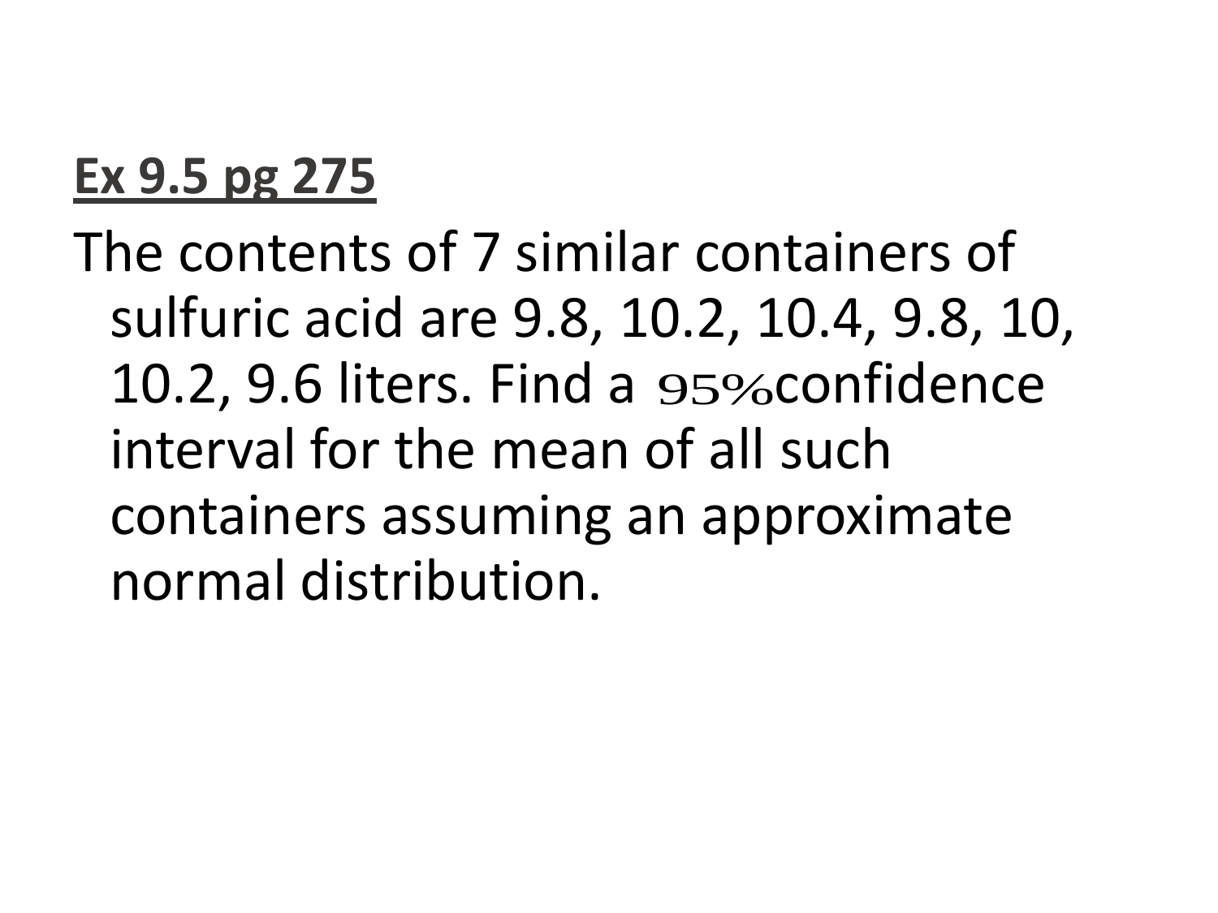**<u>Ex 9.5 pg 275</u>**

The contents of 7 similar containers of sulfuric acid are 9.8, 10.2, 10.4, 9.8, 10, 10.2, 9.6 liters. Find a $95\%$ confidence interval for the mean of all such containers assuming an approximate normal distribution.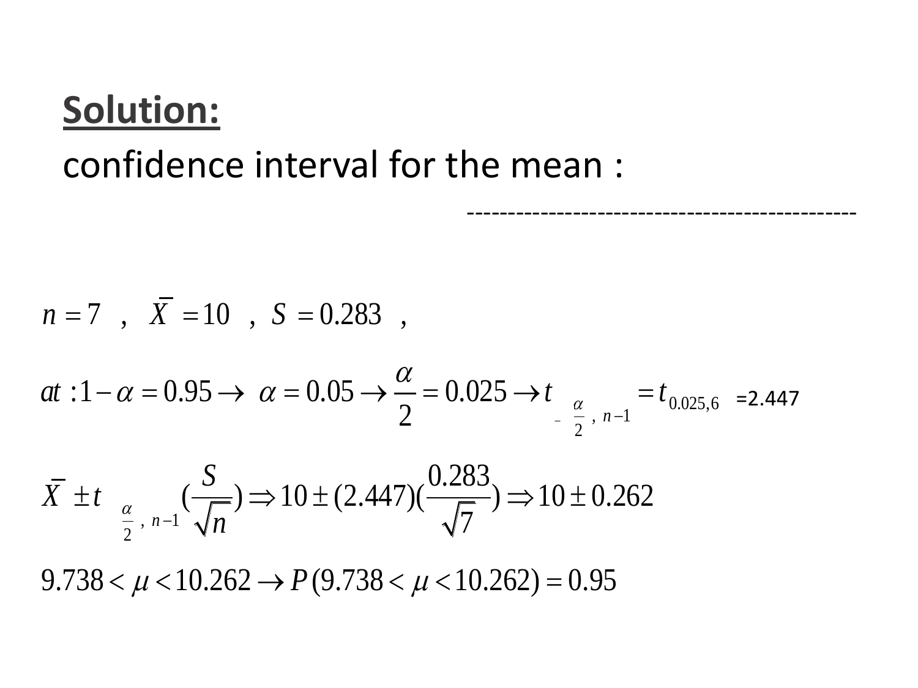**Solution:**

confidence interval for the mean :

-----------------------------------------------

$$n = 7 \quad , \quad \bar{X} = 10 \quad , \quad S = 0.283 \quad ,$$

$$at: 1-\alpha = 0.95 \rightarrow \alpha = 0.05 \rightarrow \frac{\alpha}{2} = 0.025 \rightarrow t_{\frac{\alpha}{2}, n-1} = t_{0.025,6} = 2.447$$

$$\bar{X} \pm t_{\frac{\alpha}{2}, n-1}\left(\frac{S}{\sqrt{n}}\right) \Rightarrow 10 \pm (2.447)\left(\frac{0.283}{\sqrt{7}}\right) \Rightarrow 10 \pm 0.262$$

$$9.738 < \mu < 10.262 \rightarrow P(9.738 < \mu < 10.262) = 0.95$$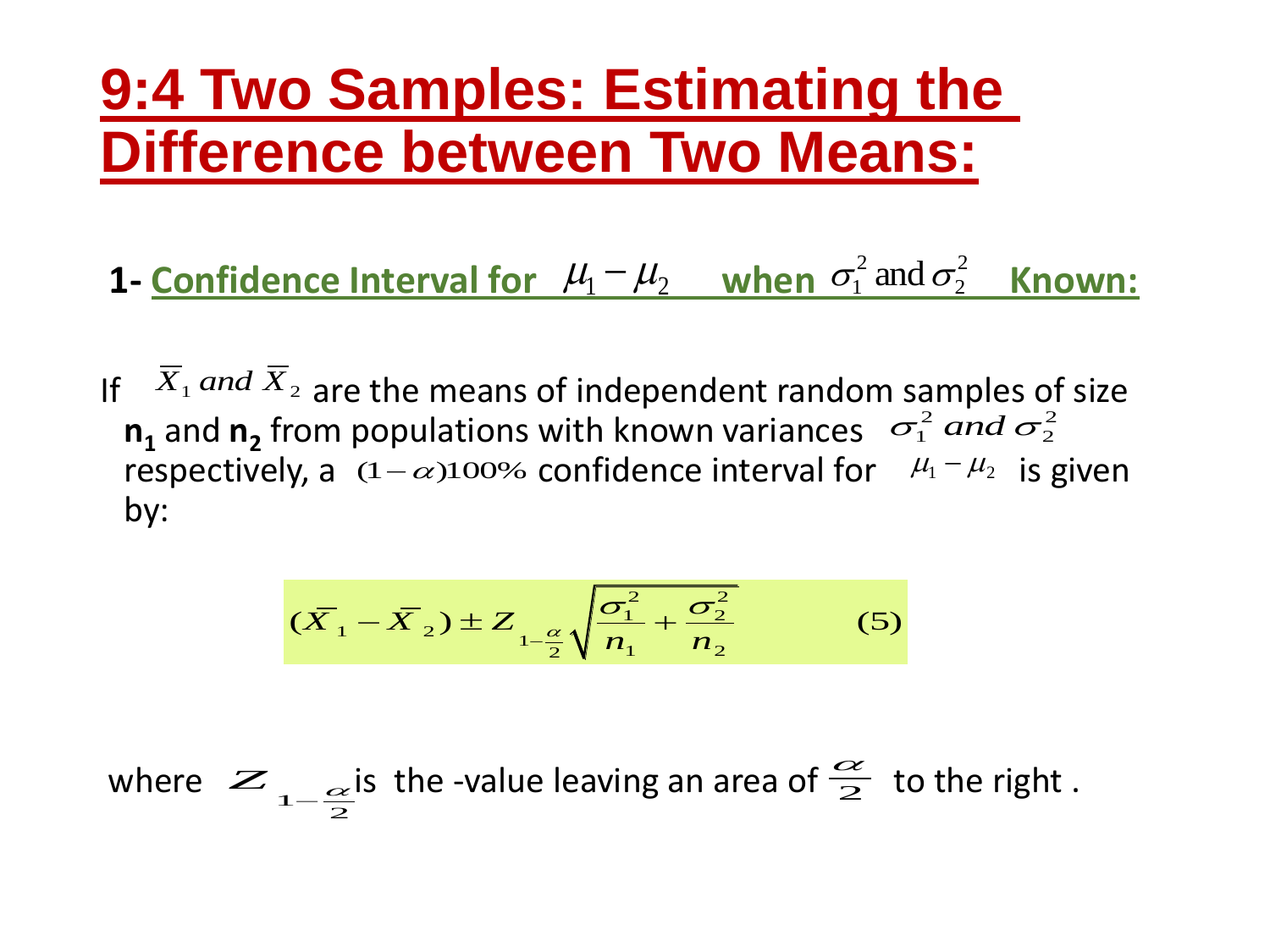# 9:4 Two Samples: Estimating the Difference between Two Means:

**1- Confidence Interval for $\mu_1 - \mu_2$ when $\sigma_1^2$ and $\sigma_2^2$ Known:**

If $\bar{X}_1$ *and* $\bar{X}_2$ are the means of independent random samples of size **$n_1$** and **$n_2$** from populations with known variances $\sigma_1^2$ *and* $\sigma_2^2$ respectively, a $(1-\alpha)100\%$ confidence interval for $\mu_1 - \mu_2$ is given by:

$$(\bar{X}_1 - \bar{X}_2) \pm Z_{1-\frac{\alpha}{2}} \sqrt{\frac{\sigma_1^2}{n_1} + \frac{\sigma_2^2}{n_2}} \qquad (5)$$

where $Z_{1-\frac{\alpha}{2}}$ is the -value leaving an area of $\frac{\alpha}{2}$ to the right .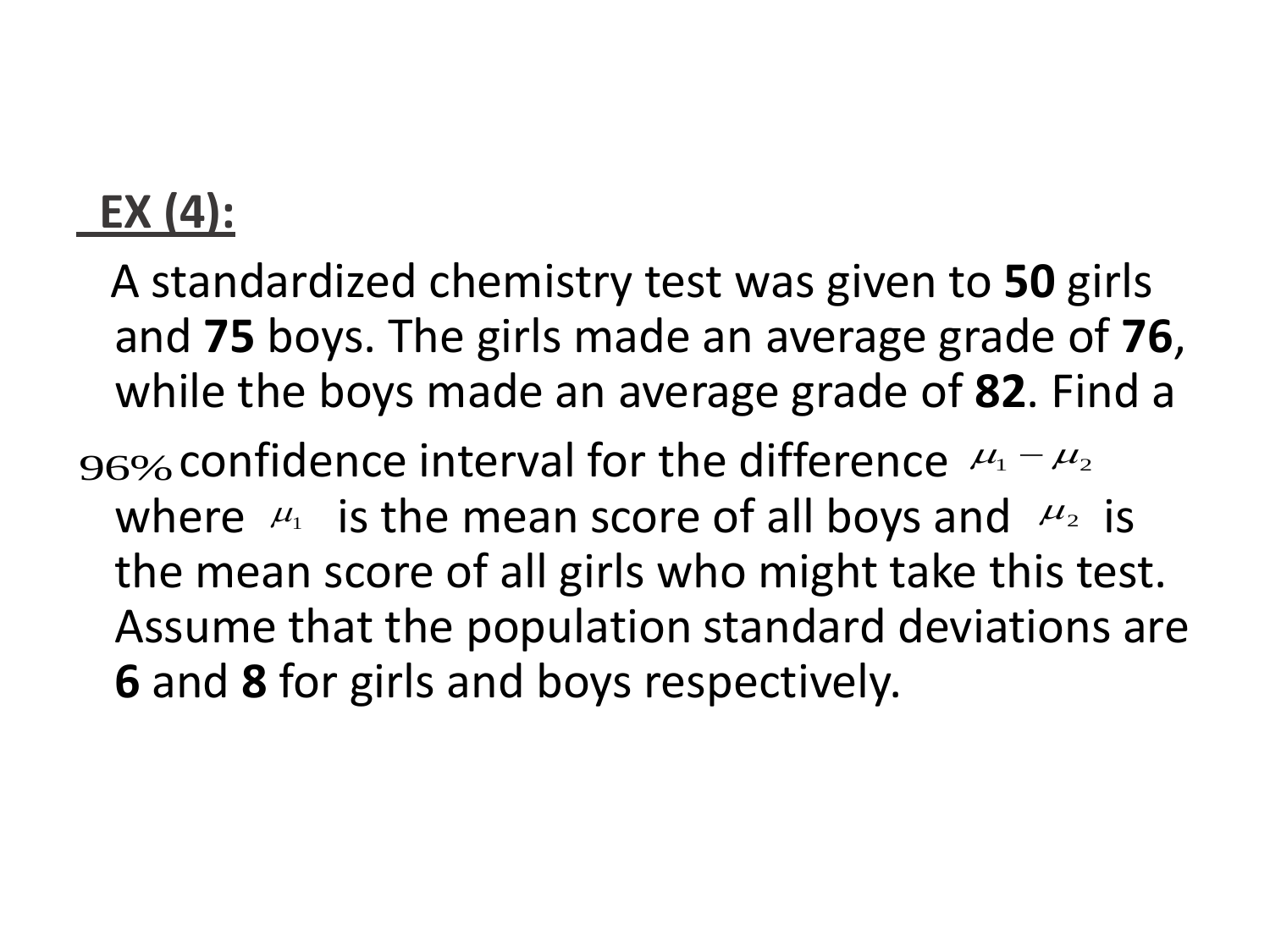**EX (4):**

A standardized chemistry test was given to **50** girls and **75** boys. The girls made an average grade of **76**, while the boys made an average grade of **82**. Find a $96\%$ confidence interval for the difference $\mu_1 - \mu_2$ where $\mu_1$ is the mean score of all boys and $\mu_2$ is the mean score of all girls who might take this test. Assume that the population standard deviations are **6** and **8** for girls and boys respectively.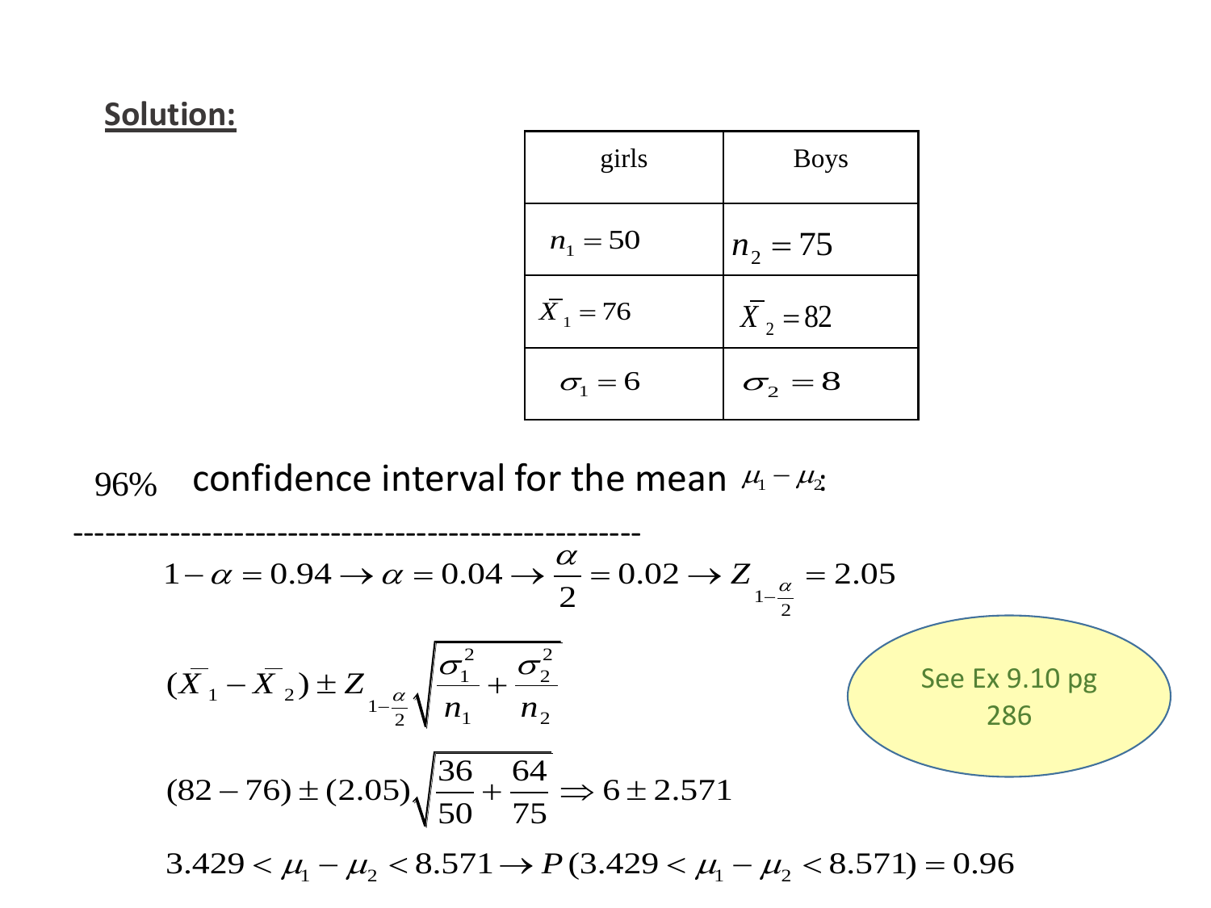**Solution:**

| girls | Boys |
|---|---|
| $n_1 = 50$ | $n_2 = 75$ |
| $\bar{X}_1 = 76$ | $\bar{X}_2 = 82$ |
| $\sigma_1 = 6$ | $\sigma_2 = 8$ |

$96\%$ confidence interval for the mean $\mu_1 - \mu_2$:

---

$$1 - \alpha = 0.94 \rightarrow \alpha = 0.04 \rightarrow \frac{\alpha}{2} = 0.02 \rightarrow Z_{1-\frac{\alpha}{2}} = 2.05$$

$$(\bar{X}_1 - \bar{X}_2) \pm Z_{1-\frac{\alpha}{2}} \sqrt{\frac{\sigma_1^2}{n_1} + \frac{\sigma_2^2}{n_2}}$$

$$(82 - 76) \pm (2.05)\sqrt{\frac{36}{50} + \frac{64}{75}} \Rightarrow 6 \pm 2.571$$

$$3.429 < \mu_1 - \mu_2 < 8.571 \rightarrow P(3.429 < \mu_1 - \mu_2 < 8.571) = 0.96$$

See Ex 9.10 pg 286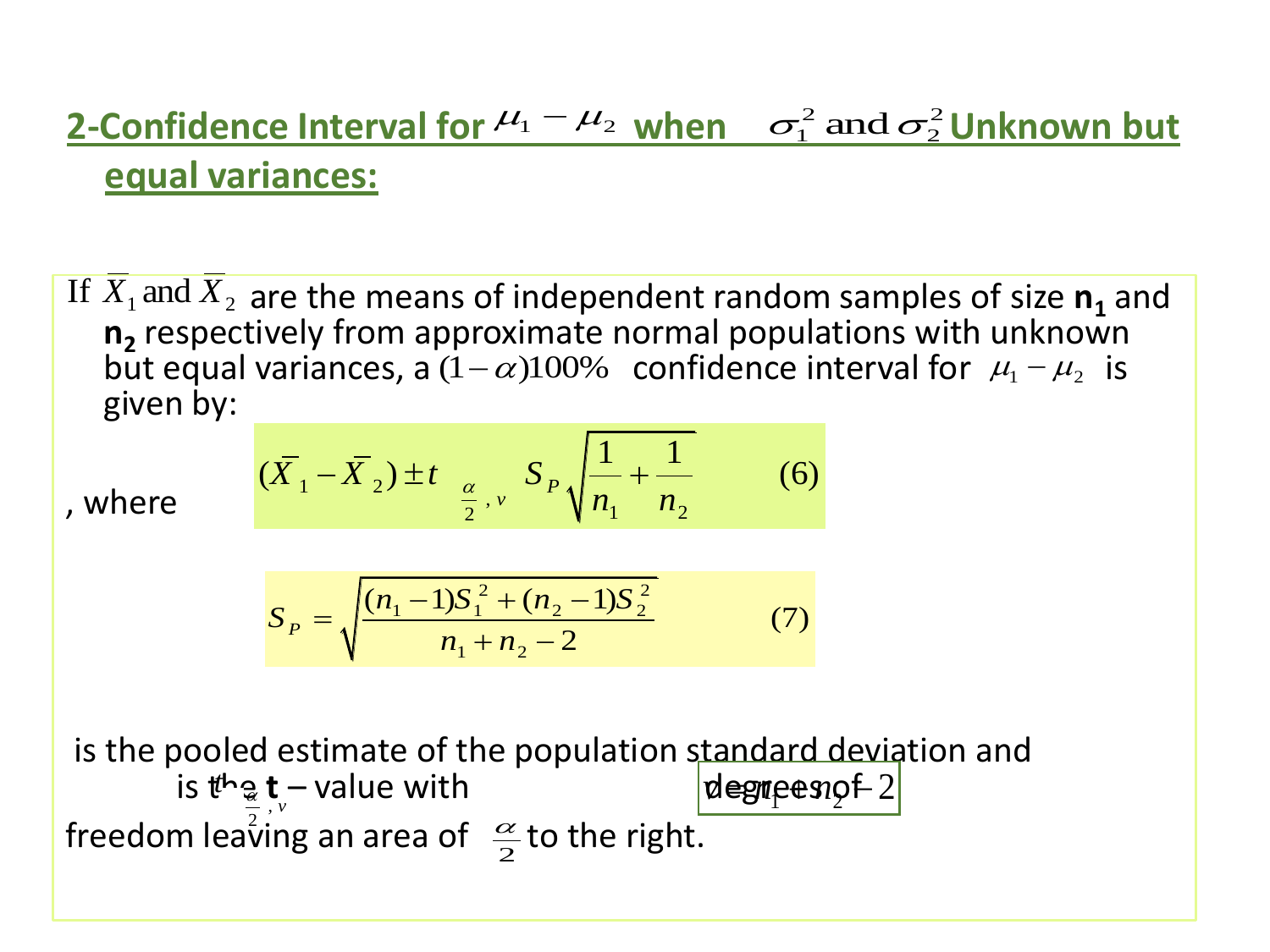## 2-Confidence Interval for $\mu_1 - \mu_2$ when $\sigma_1^2$ and $\sigma_2^2$ Unknown but equal variances:

If $\overline{X}_1$ and $\overline{X}_2$ are the means of independent random samples of size $\mathbf{n_1}$ and $\mathbf{n_2}$ respectively from approximate normal populations with unknown but equal variances, a $(1-\alpha)100\%$ confidence interval for $\mu_1 - \mu_2$ is given by:

$$(\overline{X}_1 - \overline{X}_2) \pm t_{\frac{\alpha}{2}, v} \; S_P \sqrt{\frac{1}{n_1} + \frac{1}{n_2}} \qquad (6)$$

, where

$$S_P = \sqrt{\frac{(n_1 - 1)S_1^2 + (n_2 - 1)S_2^2}{n_1 + n_2 - 2}} \qquad (7)$$

is the pooled estimate of the population standard deviation and $t_{\frac{\alpha}{2}, v}$ is the **t** – value with $v = n_1 + n_2 - 2$ degrees of freedom leaving an area of $\frac{\alpha}{2}$ to the right.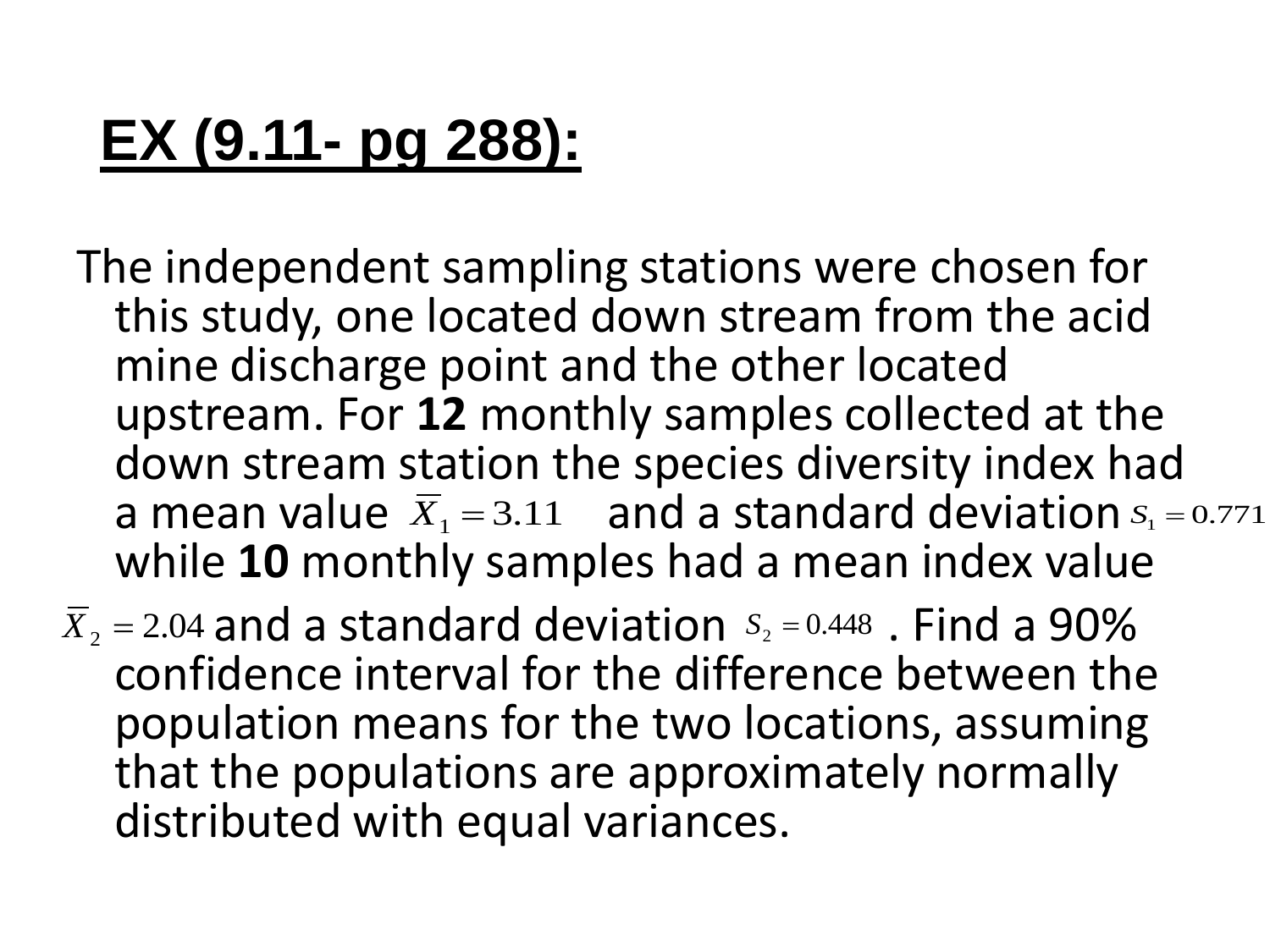## EX (9.11- pg 288):

The independent sampling stations were chosen for this study, one located down stream from the acid mine discharge point and the other located upstream. For **12** monthly samples collected at the down stream station the species diversity index had a mean value $\bar{X}_1 = 3.11$ and a standard deviation $S_1 = 0.771$ while **10** monthly samples had a mean index value $\bar{X}_2 = 2.04$ and a standard deviation $S_2 = 0.448$. Find a 90% confidence interval for the difference between the population means for the two locations, assuming that the populations are approximately normally distributed with equal variances.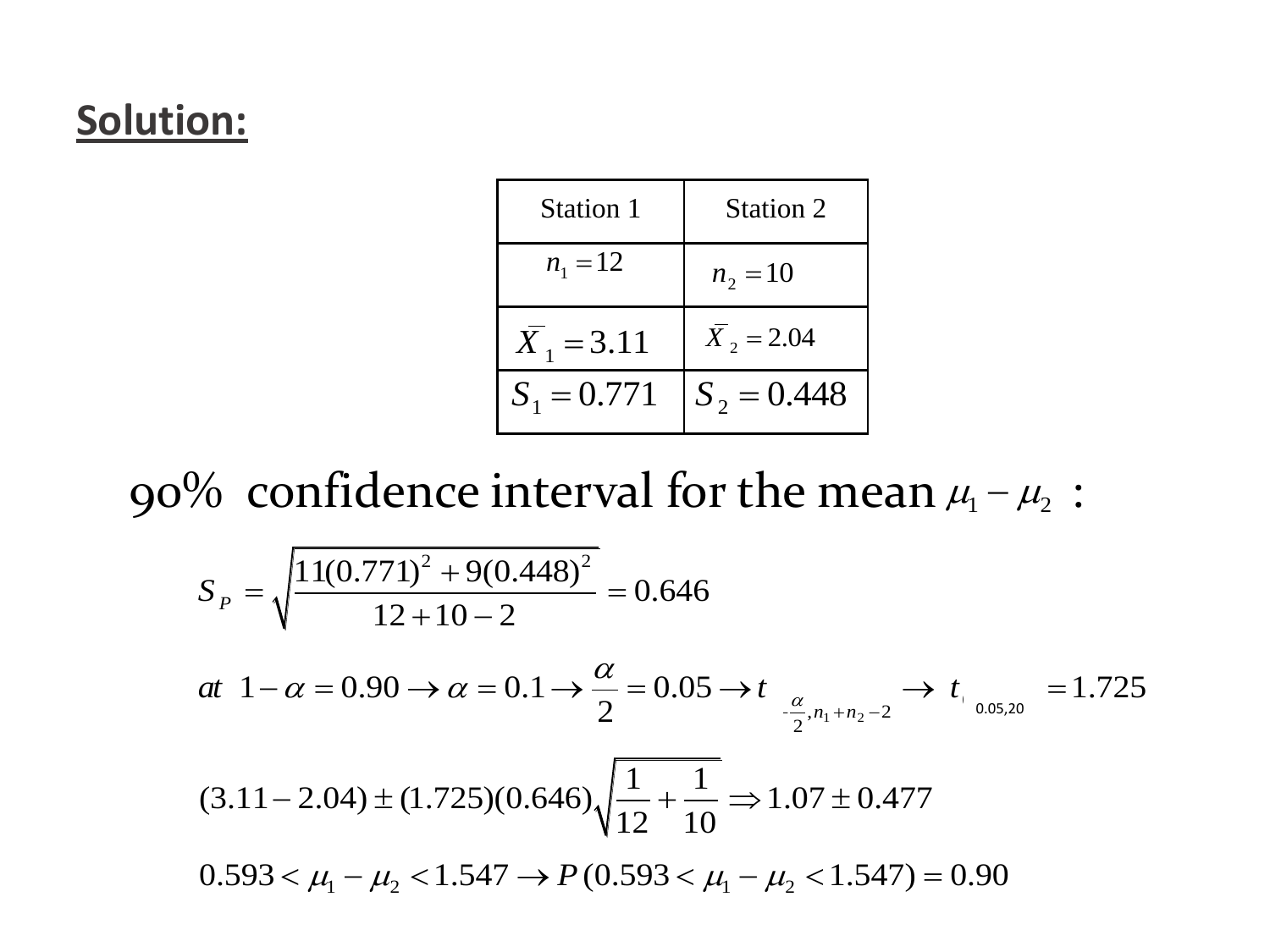**Solution:**

| Station 1 | Station 2 |
|---|---|
| $n_1 = 12$ | $n_2 = 10$ |
| $\bar{X}_1 = 3.11$ | $\bar{X}_2 = 2.04$ |
| $S_1 = 0.771$ | $S_2 = 0.448$ |

90% confidence interval for the mean $\mu_1 - \mu_2$ :

$$S_P = \sqrt{\frac{11(0.771)^2 + 9(0.448)^2}{12 + 10 - 2}} = 0.646$$

$$at\ \ 1 - \alpha = 0.90 \rightarrow \alpha = 0.1 \rightarrow \frac{\alpha}{2} = 0.05 \rightarrow t_{\frac{\alpha}{2}, n_1 + n_2 - 2} \rightarrow t_{0.05,20} = 1.725$$

$$(3.11 - 2.04) \pm (1.725)(0.646)\sqrt{\frac{1}{12} + \frac{1}{10}} \Rightarrow 1.07 \pm 0.477$$

$$0.593 < \mu_1 - \mu_2 < 1.547 \rightarrow P(0.593 < \mu_1 - \mu_2 < 1.547) = 0.90$$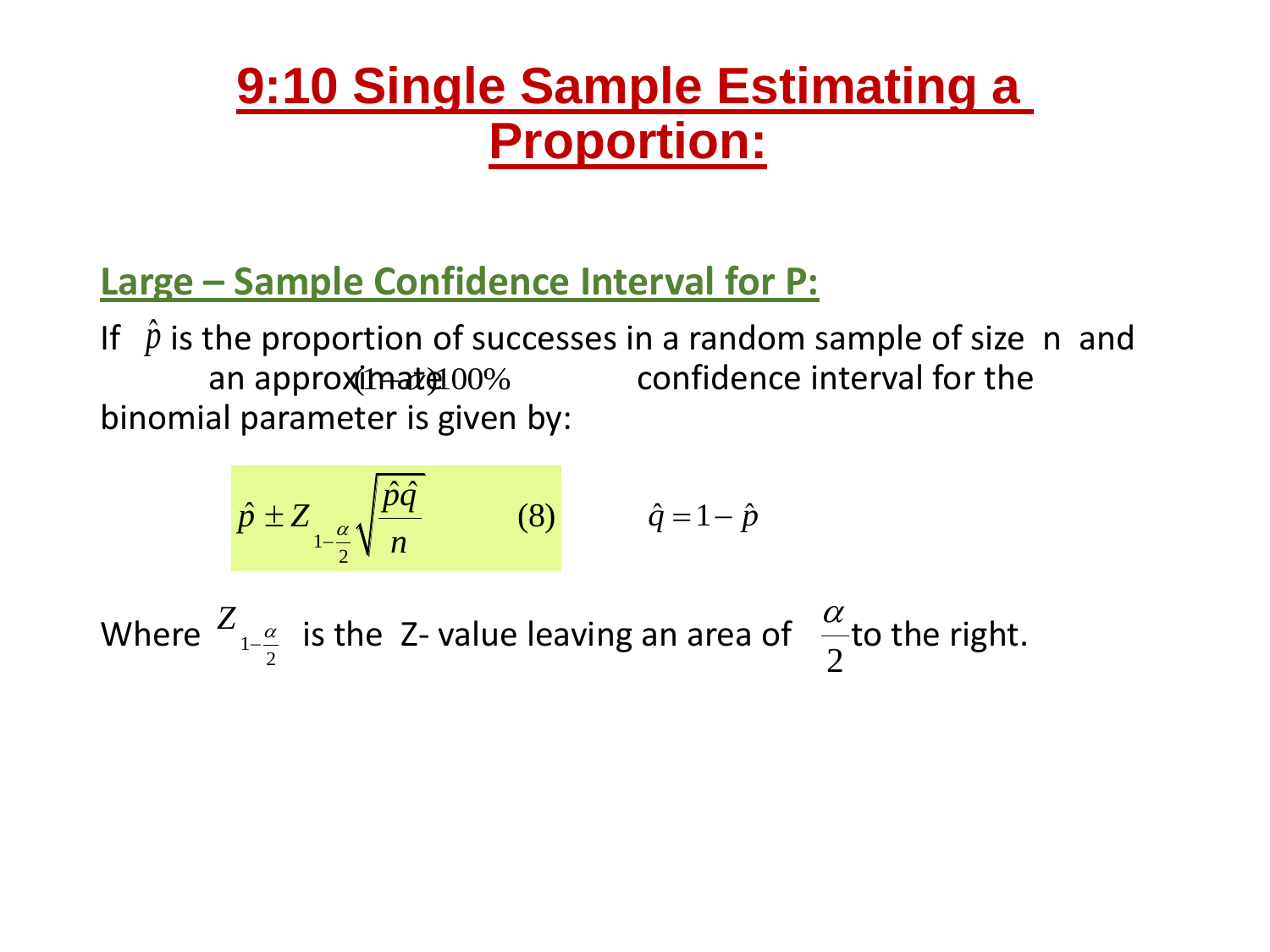# 9:10 Single Sample Estimating a Proportion:

## Large – Sample Confidence Interval for P:

If $\hat{p}$ is the proportion of successes in a random sample of size n and an approximate $(1-\alpha)100\%$ confidence interval for the binomial parameter is given by:

$$\hat{p} \pm Z_{1-\frac{\alpha}{2}} \sqrt{\frac{\hat{p}\hat{q}}{n}} \qquad (8) \qquad \hat{q} = 1 - \hat{p}$$

Where $Z_{1-\frac{\alpha}{2}}$ is the Z- value leaving an area of $\frac{\alpha}{2}$ to the right.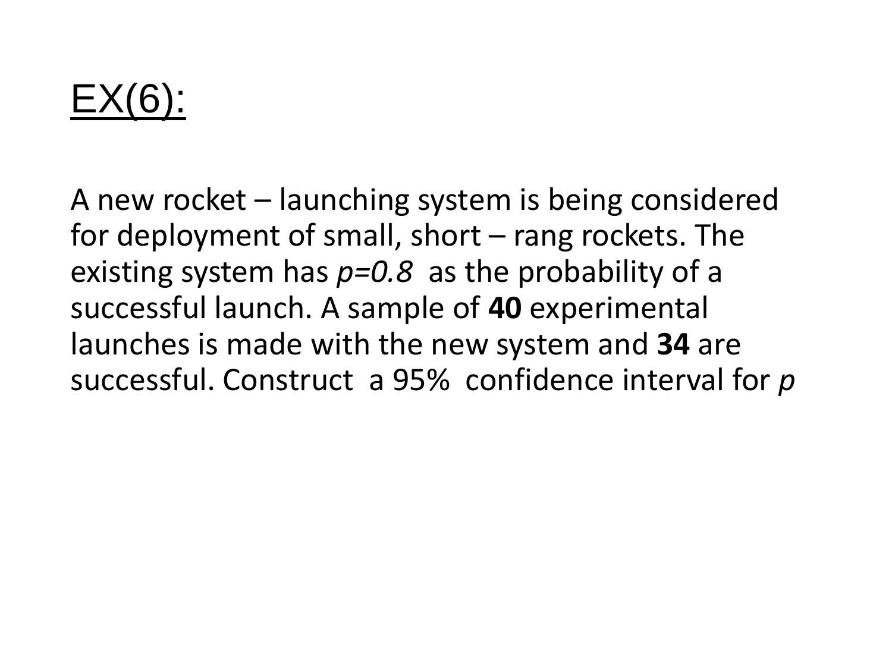# EX(6):

A new rocket – launching system is being considered for deployment of small, short – rang rockets. The existing system has $p=0.8$ as the probability of a successful launch. A sample of **40** experimental launches is made with the new system and **34** are successful. Construct a 95% confidence interval for $p$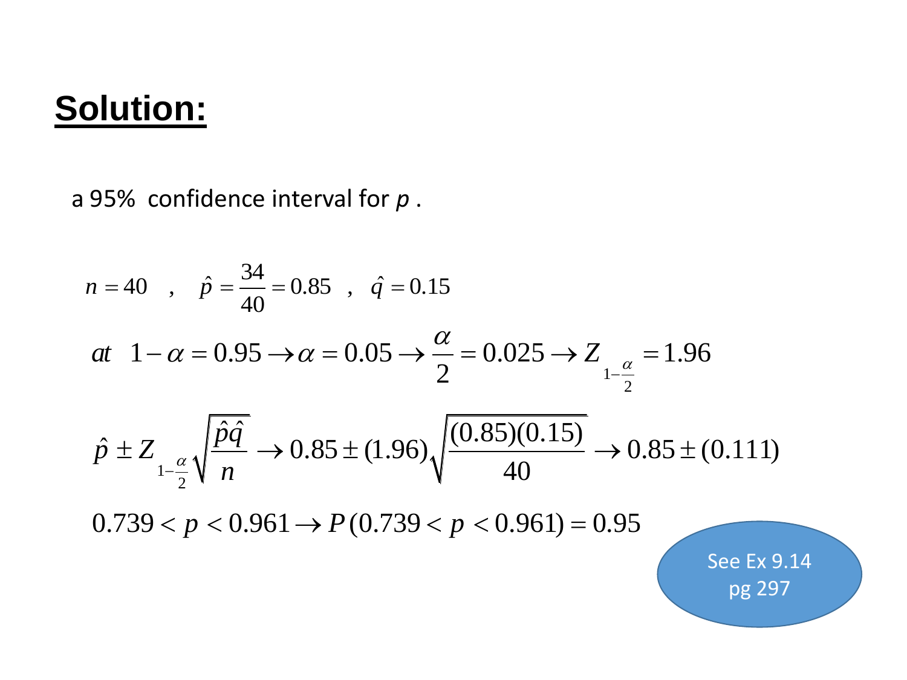# Solution:

a 95% confidence interval for *p* .

$$n = 40 \quad , \quad \hat{p} = \frac{34}{40} = 0.85 \quad , \quad \hat{q} = 0.15$$

$$at \quad 1 - \alpha = 0.95 \rightarrow \alpha = 0.05 \rightarrow \frac{\alpha}{2} = 0.025 \rightarrow Z_{1-\frac{\alpha}{2}} = 1.96$$

$$\hat{p} \pm Z_{1-\frac{\alpha}{2}} \sqrt{\frac{\hat{p}\hat{q}}{n}} \rightarrow 0.85 \pm (1.96)\sqrt{\frac{(0.85)(0.15)}{40}} \rightarrow 0.85 \pm (0.111)$$

$$0.739 < p < 0.961 \rightarrow P(0.739 < p < 0.961) = 0.95$$

See Ex 9.14 pg 297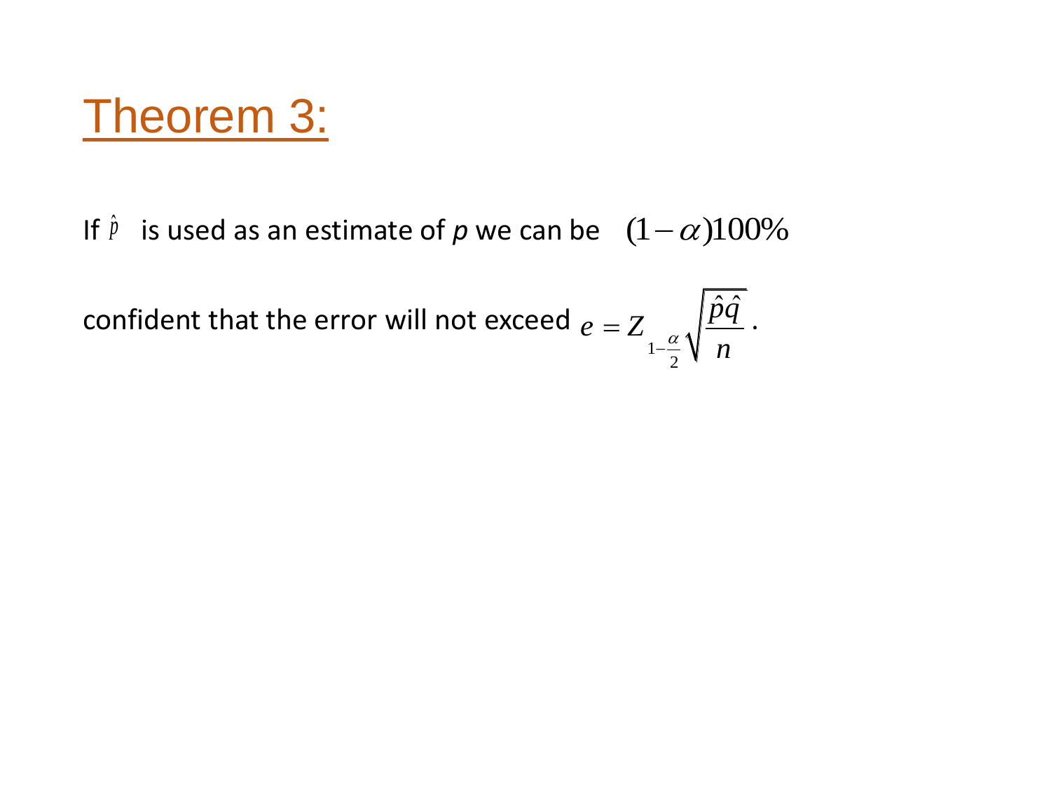# Theorem 3:

If $\hat{p}$ is used as an estimate of *p* we can be $(1-\alpha)100\%$

confident that the error will not exceed $e = Z_{1-\frac{\alpha}{2}}\sqrt{\frac{\hat{p}\hat{q}}{n}}$.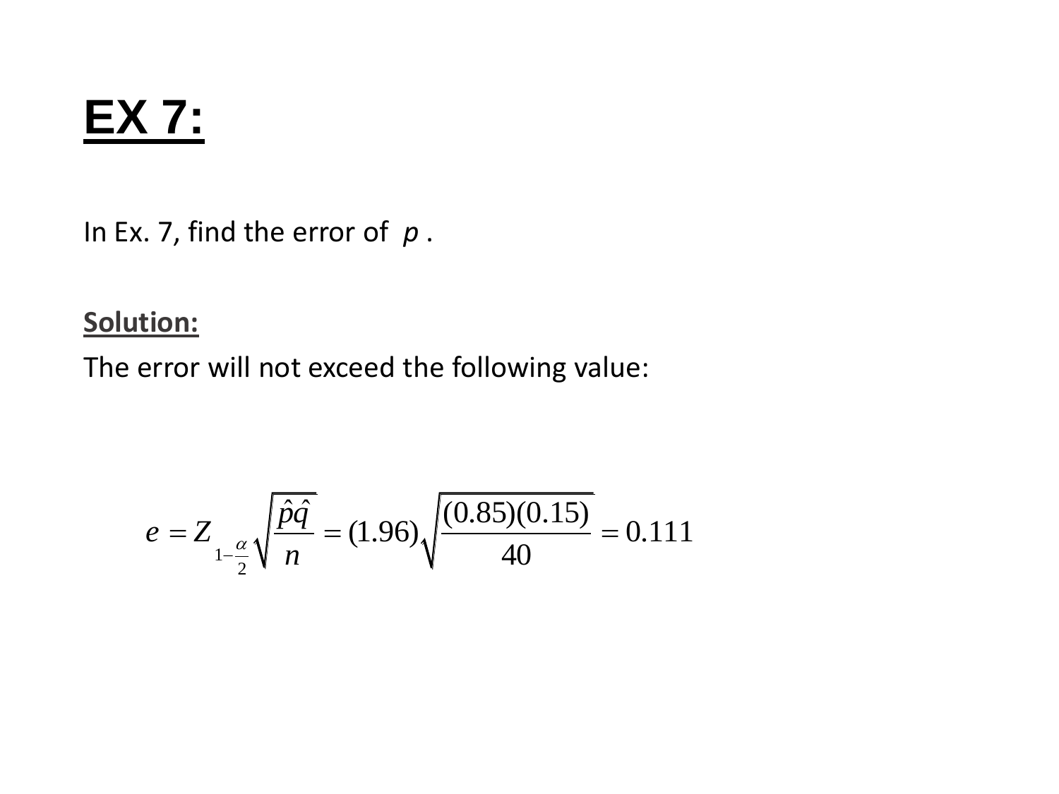# EX 7:

In Ex. 7, find the error of *p* .

**Solution:**

The error will not exceed the following value:

$$e = Z_{1-\frac{\alpha}{2}} \sqrt{\frac{\hat{p}\hat{q}}{n}} = (1.96)\sqrt{\frac{(0.85)(0.15)}{40}} = 0.111$$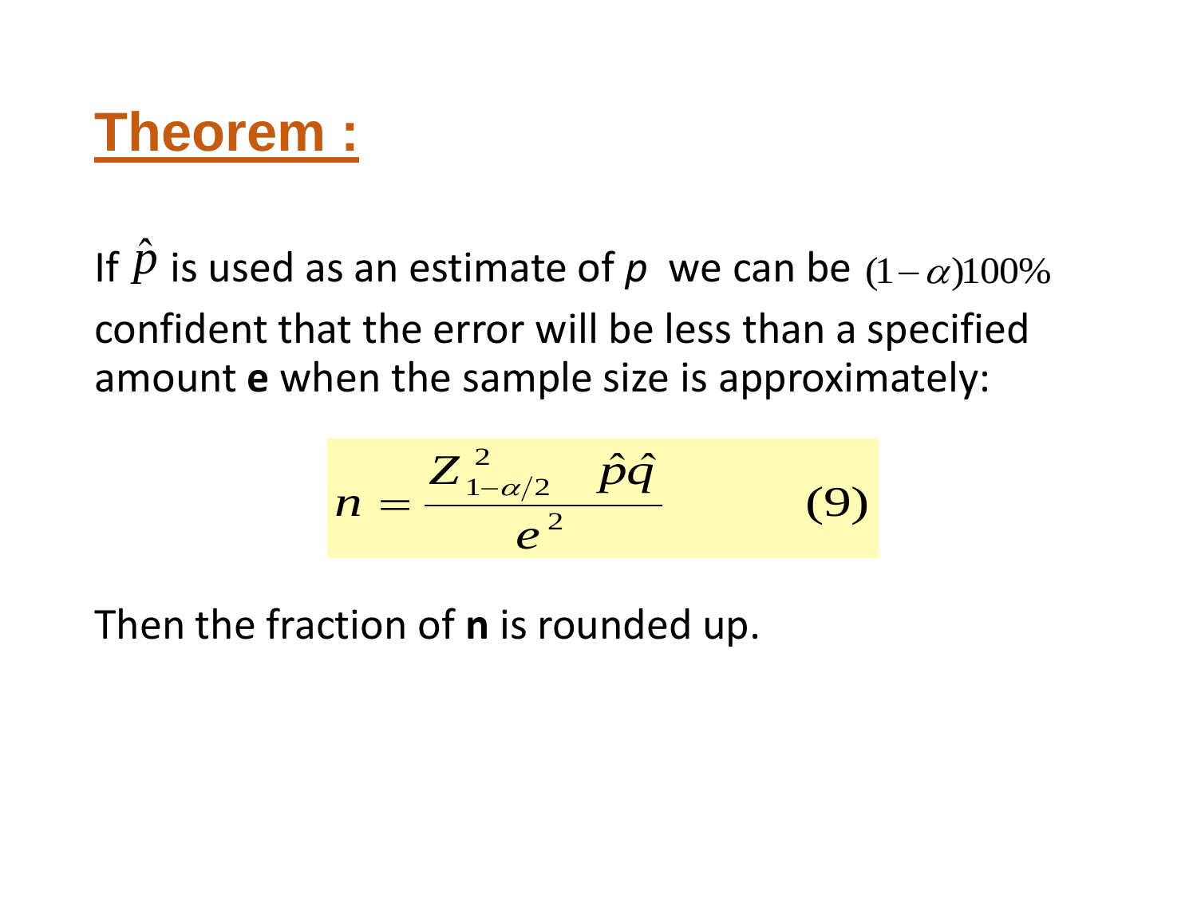# Theorem :

If $\hat{p}$ is used as an estimate of *p* we can be $(1-\alpha)100\%$ confident that the error will be less than a specified amount **e** when the sample size is approximately:

$$n = \frac{Z_{1-\alpha/2}^{2} \quad \hat{p}\hat{q}}{e^{2}} \qquad (9)$$

Then the fraction of **n** is rounded up.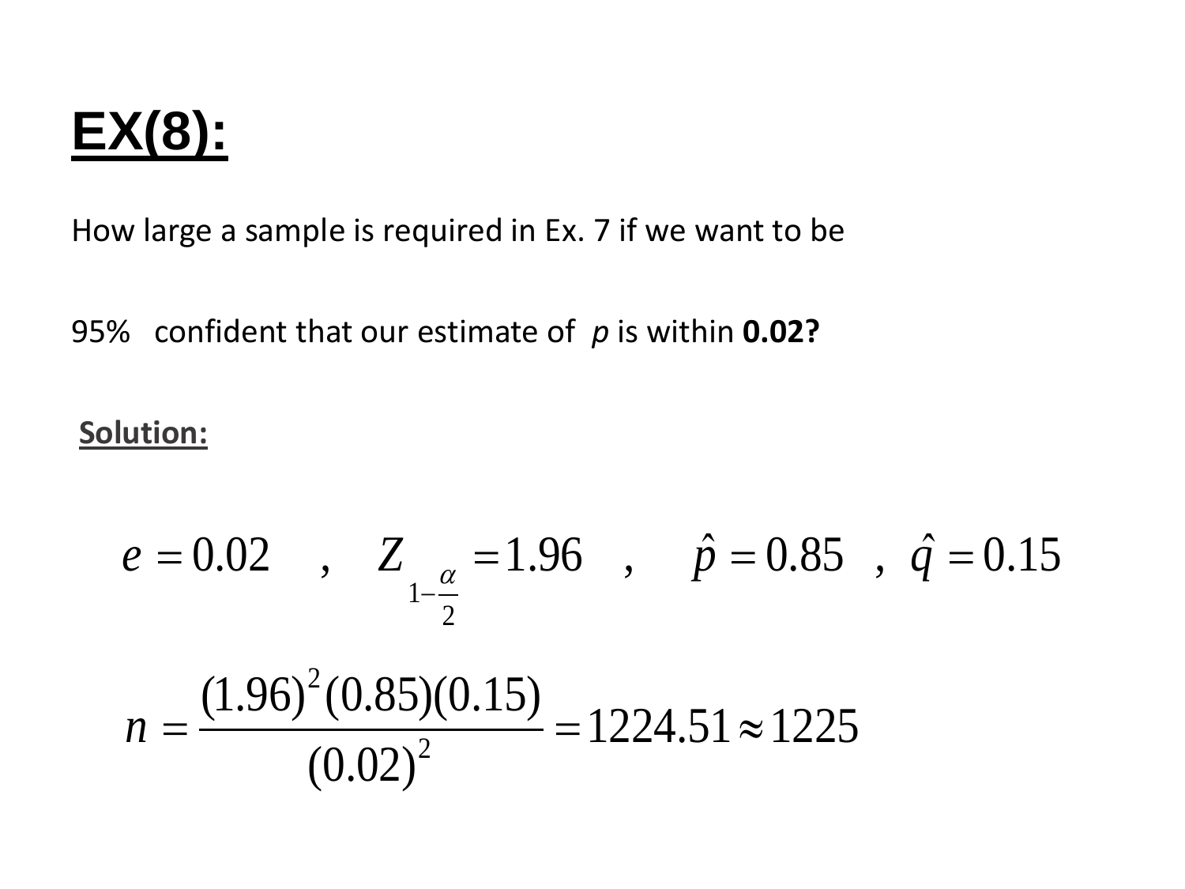# EX(8):

How large a sample is required in Ex. 7 if we want to be

95% confident that our estimate of $p$ is within **0.02?**

**Solution:**

$$e = 0.02 \quad , \quad Z_{1-\frac{\alpha}{2}} = 1.96 \quad , \quad \hat{p} = 0.85 \quad , \quad \hat{q} = 0.15$$

$$n = \frac{(1.96)^2 (0.85)(0.15)}{(0.02)^2} = 1224.51 \approx 1225$$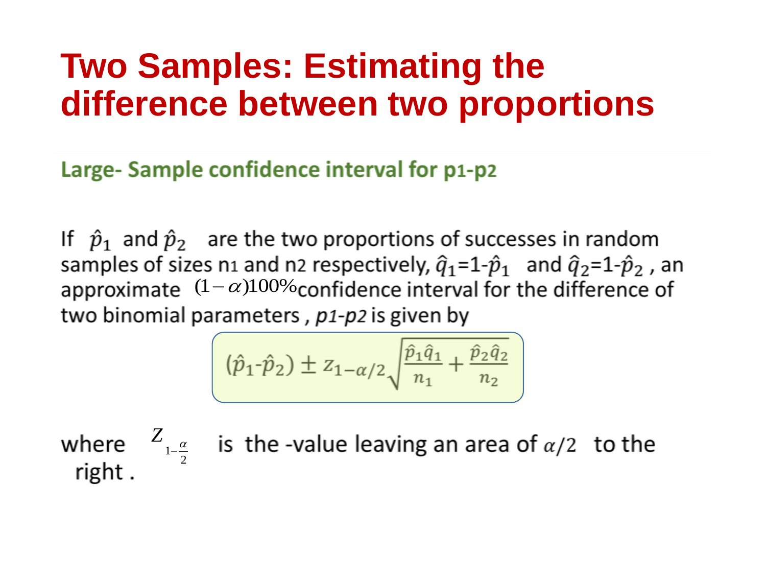# Two Samples: Estimating the difference between two proportions

## Large- Sample confidence interval for p1-p2

If $\hat{p}_1$ and $\hat{p}_2$ are the two proportions of successes in random samples of sizes $n_1$ and $n_2$ respectively, $\hat{q}_1$=1-$\hat{p}_1$ and $\hat{q}_2$=1-$\hat{p}_2$ , an approximate $(1-\alpha)100\%$ confidence interval for the difference of two binomial parameters , *p1-p2* is given by

$$(\hat{p}_1\text{-}\hat{p}_2) \pm z_{1-\alpha/2}\sqrt{\frac{\hat{p}_1\hat{q}_1}{n_1} + \frac{\hat{p}_2\hat{q}_2}{n_2}}$$

where $Z_{1-\frac{\alpha}{2}}$ is the -value leaving an area of $\alpha/2$ to the right .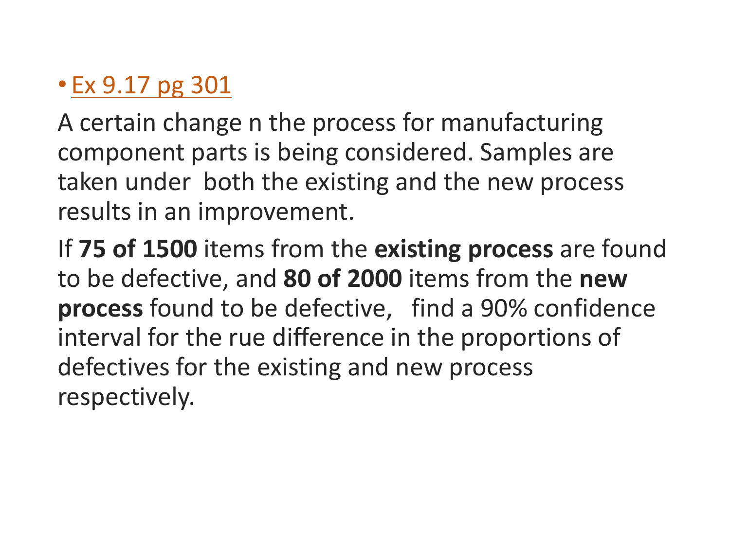- Ex 9.17 pg 301

A certain change n the process for manufacturing component parts is being considered. Samples are taken under both the existing and the new process results in an improvement.

If **75 of 1500** items from the **existing process** are found to be defective, and **80 of 2000** items from the **new process** found to be defective, find a 90% confidence interval for the rue difference in the proportions of defectives for the existing and new process respectively.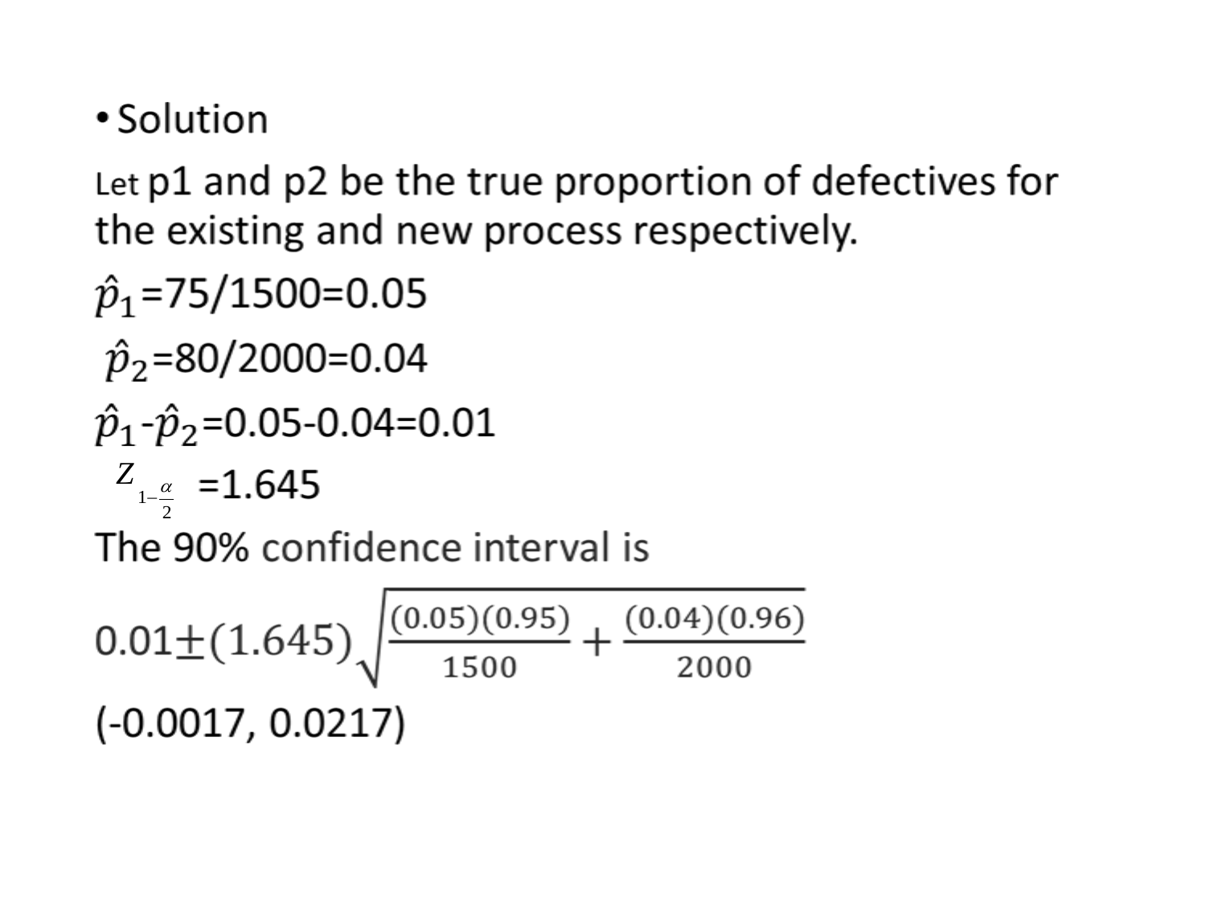- Solution

Let p1 and p2 be the true proportion of defectives for the existing and new process respectively.

$\hat{p}_1$=75/1500=0.05

$\hat{p}_2$=80/2000=0.04

$\hat{p}_1$-$\hat{p}_2$=0.05-0.04=0.01

$Z_{1-\frac{\alpha}{2}}$ =1.645

The 90% confidence interval is

$$0.01 \pm (1.645)\sqrt{\frac{(0.05)(0.95)}{1500} + \frac{(0.04)(0.96)}{2000}}$$

(-0.0017, 0.0217)